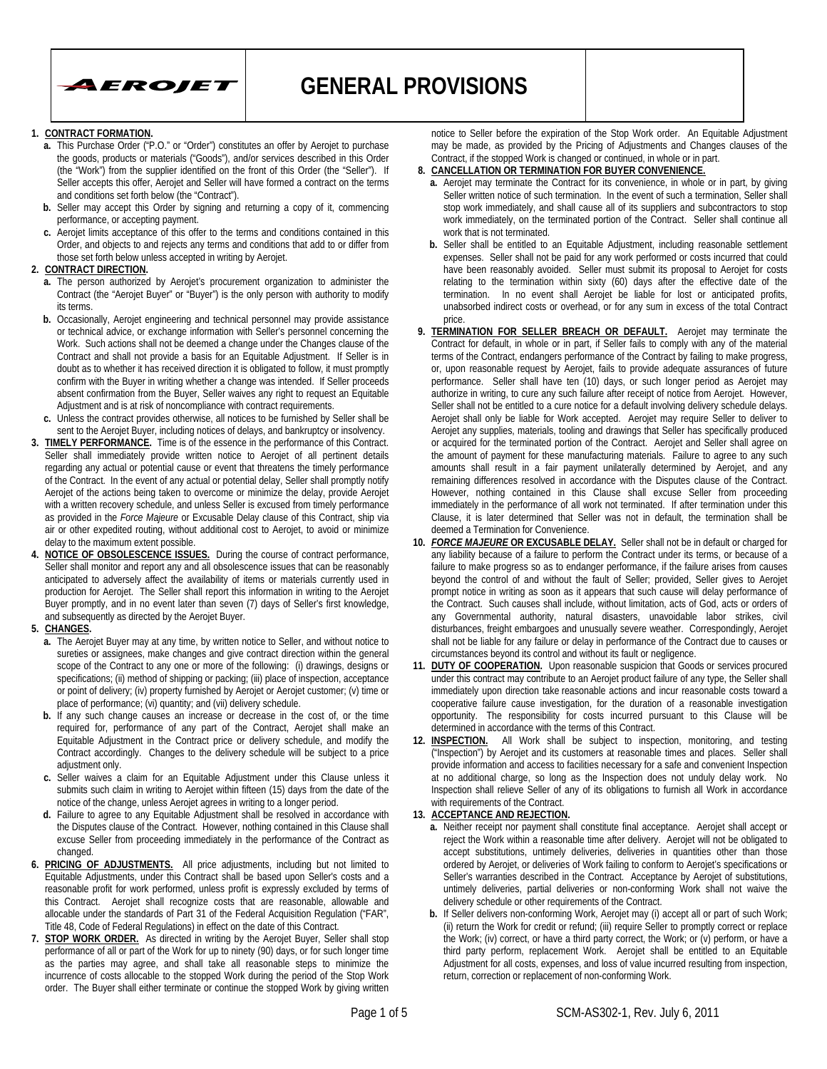# GENERAL PROVISIONS

1. **CONTRACT FORMATION.**
   a. This Purchase Order ("P.O." or "Order") constitutes an offer by Aerojet to purchase the goods, products or materials ("Goods"), and/or services described in this Order (the "Work") from the supplier identified on the front of this Order (the "Seller"). If Seller accepts this offer, Aerojet and Seller will have formed a contract on the terms and conditions set forth below (the "Contract").
   b. Seller may accept this Order by signing and returning a copy of it, commencing performance, or accepting payment.
   c. Aerojet limits acceptance of this offer to the terms and conditions contained in this Order, and objects to and rejects any terms and conditions that add to or differ from those set forth below unless accepted in writing by Aerojet.
2. **CONTRACT DIRECTION.**
   a. The person authorized by Aerojet's procurement organization to administer the Contract (the "Aerojet Buyer" or "Buyer") is the only person with authority to modify its terms.
   b. Occasionally, Aerojet engineering and technical personnel may provide assistance or technical advice, or exchange information with Seller's personnel concerning the Work. Such actions shall not be deemed a change under the Changes clause of the Contract and shall not provide a basis for an Equitable Adjustment. If Seller is in doubt as to whether it has received direction it is obligated to follow, it must promptly confirm with the Buyer in writing whether a change was intended. If Seller proceeds absent confirmation from the Buyer, Seller waives any right to request an Equitable Adjustment and is at risk of noncompliance with contract requirements.
   c. Unless the contract provides otherwise, all notices to be furnished by Seller shall be sent to the Aerojet Buyer, including notices of delays, and bankruptcy or insolvency.
3. **TIMELY PERFORMANCE.** Time is of the essence in the performance of this Contract. Seller shall immediately provide written notice to Aerojet of all pertinent details regarding any actual or potential cause or event that threatens the timely performance of the Contract. In the event of any actual or potential delay, Seller shall promptly notify Aerojet of the actions being taken to overcome or minimize the delay, provide Aerojet with a written recovery schedule, and unless Seller is excused from timely performance as provided in the *Force Majeure* or Excusable Delay clause of this Contract, ship via air or other expedited routing, without additional cost to Aerojet, to avoid or minimize delay to the maximum extent possible.
4. **NOTICE OF OBSOLESCENCE ISSUES.** During the course of contract performance, Seller shall monitor and report any and all obsolescence issues that can be reasonably anticipated to adversely affect the availability of items or materials currently used in production for Aerojet. The Seller shall report this information in writing to the Aerojet Buyer promptly, and in no event later than seven (7) days of Seller's first knowledge, and subsequently as directed by the Aerojet Buyer.
5. **CHANGES.**
   a. The Aerojet Buyer may at any time, by written notice to Seller, and without notice to sureties or assignees, make changes and give contract direction within the general scope of the Contract to any one or more of the following: (i) drawings, designs or specifications; (ii) method of shipping or packing; (iii) place of inspection, acceptance or point of delivery; (iv) property furnished by Aerojet or Aerojet customer; (v) time or place of performance; (vi) quantity; and (vii) delivery schedule.
   b. If any such change causes an increase or decrease in the cost of, or the time required for, performance of any part of the Contract, Aerojet shall make an Equitable Adjustment in the Contract price or delivery schedule, and modify the Contract accordingly. Changes to the delivery schedule will be subject to a price adjustment only.
   c. Seller waives a claim for an Equitable Adjustment under this Clause unless it submits such claim in writing to Aerojet within fifteen (15) days from the date of the notice of the change, unless Aerojet agrees in writing to a longer period.
   d. Failure to agree to any Equitable Adjustment shall be resolved in accordance with the Disputes clause of the Contract. However, nothing contained in this Clause shall excuse Seller from proceeding immediately in the performance of the Contract as changed.
6. **PRICING OF ADJUSTMENTS.** All price adjustments, including but not limited to Equitable Adjustments, under this Contract shall be based upon Seller's costs and a reasonable profit for work performed, unless profit is expressly excluded by terms of this Contract. Aerojet shall recognize costs that are reasonable, allowable and allocable under the standards of Part 31 of the Federal Acquisition Regulation ("FAR", Title 48, Code of Federal Regulations) in effect on the date of this Contract.
7. **STOP WORK ORDER.** As directed in writing by the Aerojet Buyer, Seller shall stop performance of all or part of the Work for up to ninety (90) days, or for such longer time as the parties may agree, and shall take all reasonable steps to minimize the incurrence of costs allocable to the stopped Work during the period of the Stop Work order. The Buyer shall either terminate or continue the stopped Work by giving written notice to Seller before the expiration of the Stop Work order. An Equitable Adjustment may be made, as provided by the Pricing of Adjustments and Changes clauses of the Contract, if the stopped Work is changed or continued, in whole or in part.
8. **CANCELLATION OR TERMINATION FOR BUYER CONVENIENCE.**
   a. Aerojet may terminate the Contract for its convenience, in whole or in part, by giving Seller written notice of such termination. In the event of such a termination, Seller shall stop work immediately, and shall cause all of its suppliers and subcontractors to stop work immediately, on the terminated portion of the Contract. Seller shall continue all work that is not terminated.
   b. Seller shall be entitled to an Equitable Adjustment, including reasonable settlement expenses. Seller shall not be paid for any work performed or costs incurred that could have been reasonably avoided. Seller must submit its proposal to Aerojet for costs relating to the termination within sixty (60) days after the effective date of the termination. In no event shall Aerojet be liable for lost or anticipated profits, unabsorbed indirect costs or overhead, or for any sum in excess of the total Contract price.
9. **TERMINATION FOR SELLER BREACH OR DEFAULT.** Aerojet may terminate the Contract for default, in whole or in part, if Seller fails to comply with any of the material terms of the Contract, endangers performance of the Contract by failing to make progress, or, upon reasonable request by Aerojet, fails to provide adequate assurances of future performance. Seller shall have ten (10) days, or such longer period as Aerojet may authorize in writing, to cure any such failure after receipt of notice from Aerojet. However, Seller shall not be entitled to a cure notice for a default involving delivery schedule delays. Aerojet shall only be liable for Work accepted. Aerojet may require Seller to deliver to Aerojet any supplies, materials, tooling and drawings that Seller has specifically produced or acquired for the terminated portion of the Contract. Aerojet and Seller shall agree on the amount of payment for these manufacturing materials. Failure to agree to any such amounts shall result in a fair payment unilaterally determined by Aerojet, and any remaining differences resolved in accordance with the Disputes clause of the Contract. However, nothing contained in this Clause shall excuse Seller from proceeding immediately in the performance of all work not terminated. If after termination under this Clause, it is later determined that Seller was not in default, the termination shall be deemed a Termination for Convenience.
10. ***FORCE MAJEURE* OR EXCUSABLE DELAY.** Seller shall not be in default or charged for any liability because of a failure to perform the Contract under its terms, or because of a failure to make progress so as to endanger performance, if the failure arises from causes beyond the control of and without the fault of Seller; provided, Seller gives to Aerojet prompt notice in writing as soon as it appears that such cause will delay performance of the Contract. Such causes shall include, without limitation, acts of God, acts or orders of any Governmental authority, natural disasters, unavoidable labor strikes, civil disturbances, freight embargoes and unusually severe weather. Correspondingly, Aerojet shall not be liable for any failure or delay in performance of the Contract due to causes or circumstances beyond its control and without its fault or negligence.
11. **DUTY OF COOPERATION.** Upon reasonable suspicion that Goods or services procured under this contract may contribute to an Aerojet product failure of any type, the Seller shall immediately upon direction take reasonable actions and incur reasonable costs toward a cooperative failure cause investigation, for the duration of a reasonable investigation opportunity. The responsibility for costs incurred pursuant to this Clause will be determined in accordance with the terms of this Contract.
12. **INSPECTION.** All Work shall be subject to inspection, monitoring, and testing ("Inspection") by Aerojet and its customers at reasonable times and places. Seller shall provide information and access to facilities necessary for a safe and convenient Inspection at no additional charge, so long as the Inspection does not unduly delay work. No Inspection shall relieve Seller of any of its obligations to furnish all Work in accordance with requirements of the Contract.
13. **ACCEPTANCE AND REJECTION.**
    a. Neither receipt nor payment shall constitute final acceptance. Aerojet shall accept or reject the Work within a reasonable time after delivery. Aerojet will not be obligated to accept substitutions, untimely deliveries, deliveries in quantities other than those ordered by Aerojet, or deliveries of Work failing to conform to Aerojet's specifications or Seller's warranties described in the Contract. Acceptance by Aerojet of substitutions, untimely deliveries, partial deliveries or non-conforming Work shall not waive the delivery schedule or other requirements of the Contract.
    b. If Seller delivers non-conforming Work, Aerojet may (i) accept all or part of such Work; (ii) return the Work for credit or refund; (iii) require Seller to promptly correct or replace the Work; (iv) correct, or have a third party correct, the Work; or (v) perform, or have a third party perform, replacement Work. Aerojet shall be entitled to an Equitable Adjustment for all costs, expenses, and loss of value incurred resulting from inspection, return, correction or replacement of non-conforming Work.

SCM-AS302-1, Rev. July 6, 2011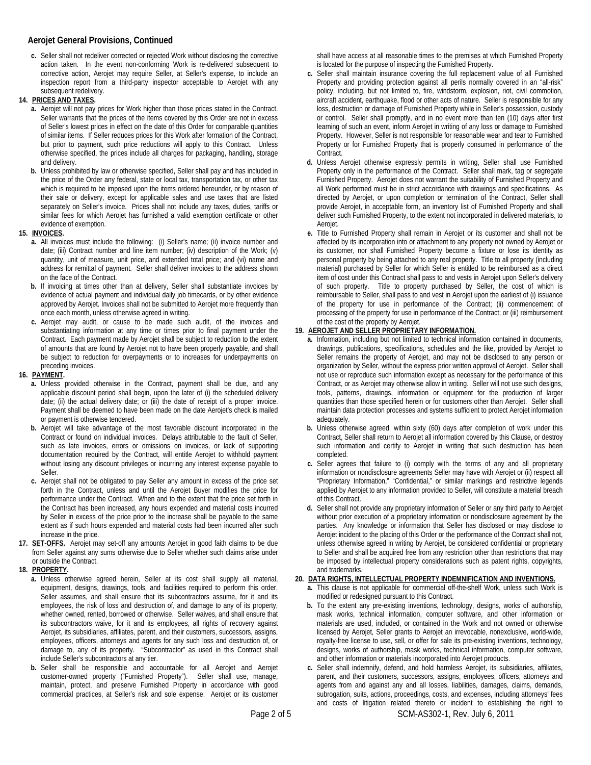## Aerojet General Provisions, Continued

**c.** Seller shall not redeliver corrected or rejected Work without disclosing the corrective action taken. In the event non-conforming Work is re-delivered subsequent to corrective action, Aerojet may require Seller, at Seller's expense, to include an inspection report from a third-party inspector acceptable to Aerojet with any subsequent redelivery.

**14. PRICES AND TAXES.**

**a.** Aerojet will not pay prices for Work higher than those prices stated in the Contract. Seller warrants that the prices of the items covered by this Order are not in excess of Seller's lowest prices in effect on the date of this Order for comparable quantities of similar items. If Seller reduces prices for this Work after formation of the Contract, but prior to payment, such price reductions will apply to this Contract. Unless otherwise specified, the prices include all charges for packaging, handling, storage and delivery.

**b.** Unless prohibited by law or otherwise specified, Seller shall pay and has included in the price of the Order any federal, state or local tax, transportation tax, or other tax which is required to be imposed upon the items ordered hereunder, or by reason of their sale or delivery, except for applicable sales and use taxes that are listed separately on Seller's invoice. Prices shall not include any taxes, duties, tariffs or similar fees for which Aerojet has furnished a valid exemption certificate or other evidence of exemption.

**15. INVOICES.**

**a.** All invoices must include the following: (i) Seller's name; (ii) invoice number and date; (iii) Contract number and line item number; (iv) description of the Work; (v) quantity, unit of measure, unit price, and extended total price; and (vi) name and address for remittal of payment. Seller shall deliver invoices to the address shown on the face of the Contract.

**b.** If invoicing at times other than at delivery, Seller shall substantiate invoices by evidence of actual payment and individual daily job timecards, or by other evidence approved by Aerojet. Invoices shall not be submitted to Aerojet more frequently than once each month, unless otherwise agreed in writing.

**c.** Aerojet may audit, or cause to be made such audit, of the invoices and substantiating information at any time or times prior to final payment under the Contract. Each payment made by Aerojet shall be subject to reduction to the extent of amounts that are found by Aerojet not to have been properly payable, and shall be subject to reduction for overpayments or to increases for underpayments on preceding invoices.

**16. PAYMENT.**

**a.** Unless provided otherwise in the Contract, payment shall be due, and any applicable discount period shall begin, upon the later of (i) the scheduled delivery date; (ii) the actual delivery date; or (iii) the date of receipt of a proper invoice. Payment shall be deemed to have been made on the date Aerojet's check is mailed or payment is otherwise tendered.

**b.** Aerojet will take advantage of the most favorable discount incorporated in the Contract or found on individual invoices. Delays attributable to the fault of Seller, such as late invoices, errors or omissions on invoices, or lack of supporting documentation required by the Contract, will entitle Aerojet to withhold payment without losing any discount privileges or incurring any interest expense payable to Seller.

**c.** Aerojet shall not be obligated to pay Seller any amount in excess of the price set forth in the Contract, unless and until the Aerojet Buyer modifies the price for performance under the Contract. When and to the extent that the price set forth in the Contract has been increased, any hours expended and material costs incurred by Seller in excess of the price prior to the increase shall be payable to the same extent as if such hours expended and material costs had been incurred after such increase in the price.

**17. SET-OFFS.** Aerojet may set-off any amounts Aerojet in good faith claims to be due from Seller against any sums otherwise due to Seller whether such claims arise under or outside the Contract.

**18. PROPERTY.**

**a.** Unless otherwise agreed herein, Seller at its cost shall supply all material, equipment, designs, drawings, tools, and facilities required to perform this order. Seller assumes, and shall ensure that its subcontractors assume, for it and its employees, the risk of loss and destruction of, and damage to any of its property, whether owned, rented, borrowed or otherwise. Seller waives, and shall ensure that its subcontractors waive, for it and its employees, all rights of recovery against Aerojet, its subsidiaries, affiliates, parent, and their customers, successors, assigns, employees, officers, attorneys and agents for any such loss and destruction of, or damage to, any of its property. "Subcontractor" as used in this Contract shall include Seller's subcontractors at any tier.

**b.** Seller shall be responsible and accountable for all Aerojet and Aerojet customer-owned property ("Furnished Property"). Seller shall use, manage, maintain, protect, and preserve Furnished Property in accordance with good commercial practices, at Seller's risk and sole expense. Aerojet or its customer shall have access at all reasonable times to the premises at which Furnished Property is located for the purpose of inspecting the Furnished Property.

**c.** Seller shall maintain insurance covering the full replacement value of all Furnished Property and providing protection against all perils normally covered in an "all-risk" policy, including, but not limited to, fire, windstorm, explosion, riot, civil commotion, aircraft accident, earthquake, flood or other acts of nature. Seller is responsible for any loss, destruction or damage of Furnished Property while in Seller's possession, custody or control. Seller shall promptly, and in no event more than ten (10) days after first learning of such an event, inform Aerojet in writing of any loss or damage to Furnished Property. However, Seller is not responsible for reasonable wear and tear to Furnished Property or for Furnished Property that is properly consumed in performance of the Contract.

**d.** Unless Aerojet otherwise expressly permits in writing, Seller shall use Furnished Property only in the performance of the Contract. Seller shall mark, tag or segregate Furnished Property. Aerojet does not warrant the suitability of Furnished Property and all Work performed must be in strict accordance with drawings and specifications. As directed by Aerojet, or upon completion or termination of the Contract, Seller shall provide Aerojet, in acceptable form, an inventory list of Furnished Property and shall deliver such Furnished Property, to the extent not incorporated in delivered materials, to Aerojet.

**e.** Title to Furnished Property shall remain in Aerojet or its customer and shall not be affected by its incorporation into or attachment to any property not owned by Aerojet or its customer, nor shall Furnished Property become a fixture or lose its identity as personal property by being attached to any real property. Title to all property (including material) purchased by Seller for which Seller is entitled to be reimbursed as a direct item of cost under this Contract shall pass to and vests in Aerojet upon Seller's delivery of such property. Title to property purchased by Seller, the cost of which is reimbursable to Seller, shall pass to and vest in Aerojet upon the earliest of (i) issuance of the property for use in performance of the Contract; (ii) commencement of processing of the property for use in performance of the Contract; or (iii) reimbursement of the cost of the property by Aerojet.

**19. AEROJET AND SELLER PROPRIETARY INFORMATION.**

**a.** Information, including but not limited to technical information contained in documents, drawings, publications, specifications, schedules and the like, provided by Aerojet to Seller remains the property of Aerojet, and may not be disclosed to any person or organization by Seller, without the express prior written approval of Aerojet. Seller shall not use or reproduce such information except as necessary for the performance of this Contract, or as Aerojet may otherwise allow in writing. Seller will not use such designs, tools, patterns, drawings, information or equipment for the production of larger quantities than those specified herein or for customers other than Aerojet. Seller shall maintain data protection processes and systems sufficient to protect Aerojet information adequately.

**b.** Unless otherwise agreed, within sixty (60) days after completion of work under this Contract, Seller shall return to Aerojet all information covered by this Clause, or destroy such information and certify to Aerojet in writing that such destruction has been completed.

**c.** Seller agrees that failure to (i) comply with the terms of any and all proprietary information or nondisclosure agreements Seller may have with Aerojet or (ii) respect all "Proprietary Information," "Confidential," or similar markings and restrictive legends applied by Aerojet to any information provided to Seller, will constitute a material breach of this Contract.

**d.** Seller shall not provide any proprietary information of Seller or any third party to Aerojet without prior execution of a proprietary information or nondisclosure agreement by the parties. Any knowledge or information that Seller has disclosed or may disclose to Aerojet incident to the placing of this Order or the performance of the Contract shall not, unless otherwise agreed in writing by Aerojet, be considered confidential or proprietary to Seller and shall be acquired free from any restriction other than restrictions that may be imposed by intellectual property considerations such as patent rights, copyrights, and trademarks.

**20. DATA RIGHTS, INTELLECTUAL PROPERTY INDEMNIFICATION AND INVENTIONS.**

**a.** This clause is not applicable for commercial off-the-shelf Work, unless such Work is modified or redesigned pursuant to this Contract.

**b.** To the extent any pre-existing inventions, technology, designs, works of authorship, mask works, technical information, computer software, and other information or materials are used, included, or contained in the Work and not owned or otherwise licensed by Aerojet, Seller grants to Aerojet an irrevocable, nonexclusive, world-wide, royalty-free license to use, sell, or offer for sale its pre-existing inventions, technology, designs, works of authorship, mask works, technical information, computer software, and other information or materials incorporated into Aerojet products.

**c.** Seller shall indemnify, defend, and hold harmless Aerojet, its subsidiaries, affiliates, parent, and their customers, successors, assigns, employees, officers, attorneys and agents from and against any and all losses, liabilities, damages, claims, demands, subrogation, suits, actions, proceedings, costs, and expenses, including attorneys' fees and costs of litigation related thereto or incident to establishing the right to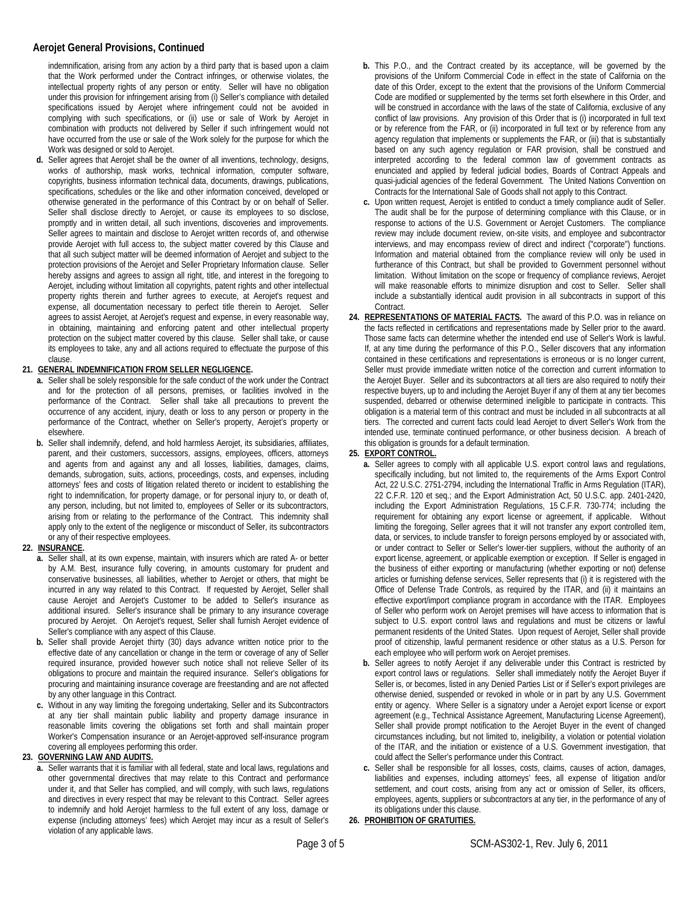indemnification, arising from any action by a third party that is based upon a claim that the Work performed under the Contract infringes, or otherwise violates, the intellectual property rights of any person or entity. Seller will have no obligation under this provision for infringement arising from (i) Seller's compliance with detailed specifications issued by Aerojet where infringement could not be avoided in complying with such specifications, or (ii) use or sale of Work by Aerojet in combination with products not delivered by Seller if such infringement would not have occurred from the use or sale of the Work solely for the purpose for which the Work was designed or sold to Aerojet.

**d.** Seller agrees that Aerojet shall be the owner of all inventions, technology, designs, works of authorship, mask works, technical information, computer software, copyrights, business information technical data, documents, drawings, publications, specifications, schedules or the like and other information conceived, developed or otherwise generated in the performance of this Contract by or on behalf of Seller. Seller shall disclose directly to Aerojet, or cause its employees to so disclose, promptly and in written detail, all such inventions, discoveries and improvements. Seller agrees to maintain and disclose to Aerojet written records of, and otherwise provide Aerojet with full access to, the subject matter covered by this Clause and that all such subject matter will be deemed information of Aerojet and subject to the protection provisions of the Aerojet and Seller Proprietary Information clause. Seller hereby assigns and agrees to assign all right, title, and interest in the foregoing to Aerojet, including without limitation all copyrights, patent rights and other intellectual property rights therein and further agrees to execute, at Aerojet's request and expense, all documentation necessary to perfect title therein to Aerojet. Seller agrees to assist Aerojet, at Aerojet's request and expense, in every reasonable way, in obtaining, maintaining and enforcing patent and other intellectual property protection on the subject matter covered by this clause. Seller shall take, or cause its employees to take, any and all actions required to effectuate the purpose of this clause.

**21. GENERAL INDEMNIFICATION FROM SELLER NEGLIGENCE.**

**a.** Seller shall be solely responsible for the safe conduct of the work under the Contract and for the protection of all persons, premises, or facilities involved in the performance of the Contract. Seller shall take all precautions to prevent the occurrence of any accident, injury, death or loss to any person or property in the performance of the Contract, whether on Seller's property, Aerojet's property or elsewhere.

**b.** Seller shall indemnify, defend, and hold harmless Aerojet, its subsidiaries, affiliates, parent, and their customers, successors, assigns, employees, officers, attorneys and agents from and against any and all losses, liabilities, damages, claims, demands, subrogation, suits, actions, proceedings, costs, and expenses, including attorneys' fees and costs of litigation related thereto or incident to establishing the right to indemnification, for property damage, or for personal injury to, or death of, any person, including, but not limited to, employees of Seller or its subcontractors, arising from or relating to the performance of the Contract. This indemnity shall apply only to the extent of the negligence or misconduct of Seller, its subcontractors or any of their respective employees.

**22. INSURANCE.**

**a.** Seller shall, at its own expense, maintain, with insurers which are rated A- or better by A.M. Best, insurance fully covering, in amounts customary for prudent and conservative businesses, all liabilities, whether to Aerojet or others, that might be incurred in any way related to this Contract. If requested by Aerojet, Seller shall cause Aerojet and Aerojet's Customer to be added to Seller's insurance as additional insured. Seller's insurance shall be primary to any insurance coverage procured by Aerojet. On Aerojet's request, Seller shall furnish Aerojet evidence of Seller's compliance with any aspect of this Clause.

**b.** Seller shall provide Aerojet thirty (30) days advance written notice prior to the effective date of any cancellation or change in the term or coverage of any of Seller required insurance, provided however such notice shall not relieve Seller of its obligations to procure and maintain the required insurance. Seller's obligations for procuring and maintaining insurance coverage are freestanding and are not affected by any other language in this Contract.

**c.** Without in any way limiting the foregoing undertaking, Seller and its Subcontractors at any tier shall maintain public liability and property damage insurance in reasonable limits covering the obligations set forth and shall maintain proper Worker's Compensation insurance or an Aerojet-approved self-insurance program covering all employees performing this order.

**23. GOVERNING LAW AND AUDITS.**

**a.** Seller warrants that it is familiar with all federal, state and local laws, regulations and other governmental directives that may relate to this Contract and performance under it, and that Seller has complied, and will comply, with such laws, regulations and directives in every respect that may be relevant to this Contract. Seller agrees to indemnify and hold Aerojet harmless to the full extent of any loss, damage or expense (including attorneys' fees) which Aerojet may incur as a result of Seller's violation of any applicable laws.

**b.** This P.O., and the Contract created by its acceptance, will be governed by the provisions of the Uniform Commercial Code in effect in the state of California on the date of this Order, except to the extent that the provisions of the Uniform Commercial Code are modified or supplemented by the terms set forth elsewhere in this Order, and will be construed in accordance with the laws of the state of California, exclusive of any conflict of law provisions. Any provision of this Order that is (i) incorporated in full text or by reference from the FAR, or (ii) incorporated in full text or by reference from any agency regulation that implements or supplements the FAR, or (iii) that is substantially based on any such agency regulation or FAR provision, shall be construed and interpreted according to the federal common law of government contracts as enunciated and applied by federal judicial bodies, Boards of Contract Appeals and quasi-judicial agencies of the federal Government. The United Nations Convention on Contracts for the International Sale of Goods shall not apply to this Contract.

**c.** Upon written request, Aerojet is entitled to conduct a timely compliance audit of Seller. The audit shall be for the purpose of determining compliance with this Clause, or in response to actions of the U.S. Government or Aerojet Customers. The compliance review may include document review, on-site visits, and employee and subcontractor interviews, and may encompass review of direct and indirect ("corporate") functions. Information and material obtained from the compliance review will only be used in furtherance of this Contract, but shall be provided to Government personnel without limitation. Without limitation on the scope or frequency of compliance reviews, Aerojet will make reasonable efforts to minimize disruption and cost to Seller. Seller shall include a substantially identical audit provision in all subcontracts in support of this Contract.

**24. REPRESENTATIONS OF MATERIAL FACTS.** The award of this P.O. was in reliance on the facts reflected in certifications and representations made by Seller prior to the award. Those same facts can determine whether the intended end use of Seller's Work is lawful. If, at any time during the performance of this P.O., Seller discovers that any information contained in these certifications and representations is erroneous or is no longer current, Seller must provide immediate written notice of the correction and current information to the Aerojet Buyer. Seller and its subcontractors at all tiers are also required to notify their respective buyers, up to and including the Aerojet Buyer if any of them at any tier becomes suspended, debarred or otherwise determined ineligible to participate in contracts. This obligation is a material term of this contract and must be included in all subcontracts at all tiers. The corrected and current facts could lead Aerojet to divert Seller's Work from the intended use, terminate continued performance, or other business decision. A breach of this obligation is grounds for a default termination.

**25. EXPORT CONTROL.**

**a.** Seller agrees to comply with all applicable U.S. export control laws and regulations, specifically including, but not limited to, the requirements of the Arms Export Control Act, 22 U.S.C. 2751-2794, including the International Traffic in Arms Regulation (ITAR), 22 C.F.R. 120 et seq.; and the Export Administration Act, 50 U.S.C. app. 2401-2420, including the Export Administration Regulations, 15 C.F.R. 730-774; including the requirement for obtaining any export license or agreement, if applicable. Without limiting the foregoing, Seller agrees that it will not transfer any export controlled item, data, or services, to include transfer to foreign persons employed by or associated with, or under contract to Seller or Seller's lower-tier suppliers, without the authority of an export license, agreement, or applicable exemption or exception. If Seller is engaged in the business of either exporting or manufacturing (whether exporting or not) defense articles or furnishing defense services, Seller represents that (i) it is registered with the Office of Defense Trade Controls, as required by the ITAR, and (ii) it maintains an effective export/import compliance program in accordance with the ITAR. Employees of Seller who perform work on Aerojet premises will have access to information that is subject to U.S. export control laws and regulations and must be citizens or lawful permanent residents of the United States. Upon request of Aerojet, Seller shall provide proof of citizenship, lawful permanent residence or other status as a U.S. Person for each employee who will perform work on Aerojet premises.

**b.** Seller agrees to notify Aerojet if any deliverable under this Contract is restricted by export control laws or regulations. Seller shall immediately notify the Aerojet Buyer if Seller is, or becomes, listed in any Denied Parties List or if Seller's export privileges are otherwise denied, suspended or revoked in whole or in part by any U.S. Government entity or agency. Where Seller is a signatory under a Aerojet export license or export agreement (e.g., Technical Assistance Agreement, Manufacturing License Agreement), Seller shall provide prompt notification to the Aerojet Buyer in the event of changed circumstances including, but not limited to, ineligibility, a violation or potential violation of the ITAR, and the initiation or existence of a U.S. Government investigation, that could affect the Seller's performance under this Contract.

**c.** Seller shall be responsible for all losses, costs, claims, causes of action, damages, liabilities and expenses, including attorneys' fees, all expense of litigation and/or settlement, and court costs, arising from any act or omission of Seller, its officers, employees, agents, suppliers or subcontractors at any tier, in the performance of any of its obligations under this clause.

**26. PROHIBITION OF GRATUITIES.**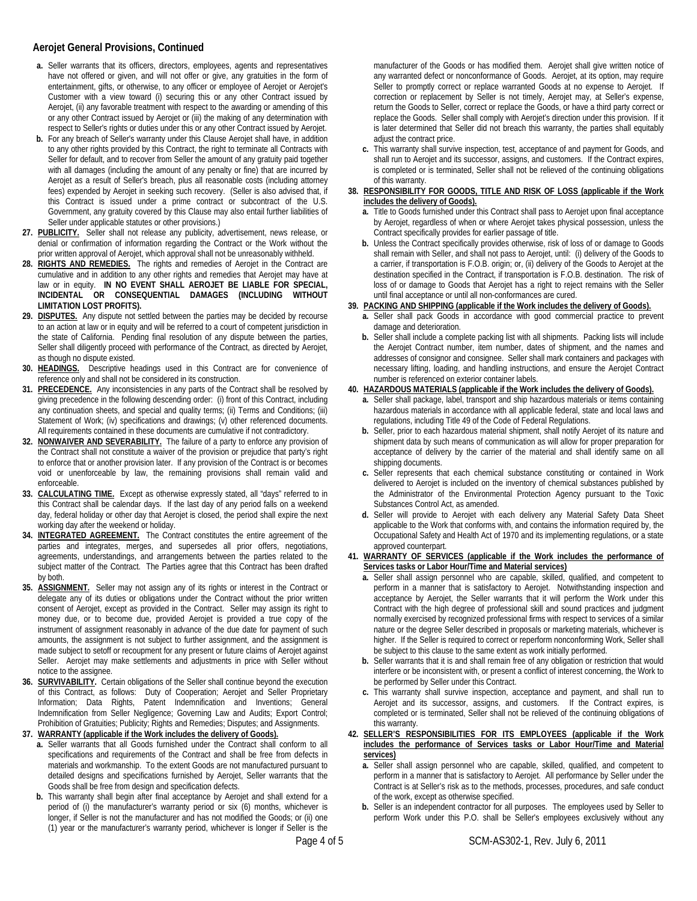## Aerojet General Provisions, Continued

**a.** Seller warrants that its officers, directors, employees, agents and representatives have not offered or given, and will not offer or give, any gratuities in the form of entertainment, gifts, or otherwise, to any officer or employee of Aerojet or Aerojet's Customer with a view toward (i) securing this or any other Contract issued by Aerojet, (ii) any favorable treatment with respect to the awarding or amending of this or any other Contract issued by Aerojet or (iii) the making of any determination with respect to Seller's rights or duties under this or any other Contract issued by Aerojet.

**b.** For any breach of Seller's warranty under this Clause Aerojet shall have, in addition to any other rights provided by this Contract, the right to terminate all Contracts with Seller for default, and to recover from Seller the amount of any gratuity paid together with all damages (including the amount of any penalty or fine) that are incurred by Aerojet as a result of Seller's breach, plus all reasonable costs (including attorney fees) expended by Aerojet in seeking such recovery. (Seller is also advised that, if this Contract is issued under a prime contract or subcontract of the U.S. Government, any gratuity covered by this Clause may also entail further liabilities of Seller under applicable statutes or other provisions.)

**27. PUBLICITY.** Seller shall not release any publicity, advertisement, news release, or denial or confirmation of information regarding the Contract or the Work without the prior written approval of Aerojet, which approval shall not be unreasonably withheld.

**28. RIGHTS AND REMEDIES.** The rights and remedies of Aerojet in the Contract are cumulative and in addition to any other rights and remedies that Aerojet may have at law or in equity. **IN NO EVENT SHALL AEROJET BE LIABLE FOR SPECIAL, INCIDENTAL OR CONSEQUENTIAL DAMAGES (INCLUDING WITHOUT LIMITATION LOST PROFITS).**

**29. DISPUTES.** Any dispute not settled between the parties may be decided by recourse to an action at law or in equity and will be referred to a court of competent jurisdiction in the state of California. Pending final resolution of any dispute between the parties, Seller shall diligently proceed with performance of the Contract, as directed by Aerojet, as though no dispute existed.

**30. HEADINGS.** Descriptive headings used in this Contract are for convenience of reference only and shall not be considered in its construction.

**31. PRECEDENCE.** Any inconsistencies in any parts of the Contract shall be resolved by giving precedence in the following descending order: (i) front of this Contract, including any continuation sheets, and special and quality terms; (ii) Terms and Conditions; (iii) Statement of Work; (iv) specifications and drawings; (v) other referenced documents. All requirements contained in these documents are cumulative if not contradictory.

**32. NONWAIVER AND SEVERABILITY.** The failure of a party to enforce any provision of the Contract shall not constitute a waiver of the provision or prejudice that party's right to enforce that or another provision later. If any provision of the Contract is or becomes void or unenforceable by law, the remaining provisions shall remain valid and enforceable.

**33. CALCULATING TIME.** Except as otherwise expressly stated, all "days" referred to in this Contract shall be calendar days. If the last day of any period falls on a weekend day, federal holiday or other day that Aerojet is closed, the period shall expire the next working day after the weekend or holiday.

**34. INTEGRATED AGREEMENT.** The Contract constitutes the entire agreement of the parties and integrates, merges, and supersedes all prior offers, negotiations, agreements, understandings, and arrangements between the parties related to the subject matter of the Contract. The Parties agree that this Contract has been drafted by both.

**35. ASSIGNMENT.** Seller may not assign any of its rights or interest in the Contract or delegate any of its duties or obligations under the Contract without the prior written consent of Aerojet, except as provided in the Contract. Seller may assign its right to money due, or to become due, provided Aerojet is provided a true copy of the instrument of assignment reasonably in advance of the due date for payment of such amounts, the assignment is not subject to further assignment, and the assignment is made subject to setoff or recoupment for any present or future claims of Aerojet against Seller. Aerojet may make settlements and adjustments in price with Seller without notice to the assignee.

**36. SURVIVABILITY.** Certain obligations of the Seller shall continue beyond the execution of this Contract, as follows: Duty of Cooperation; Aerojet and Seller Proprietary Information; Data Rights, Patent Indemnification and Inventions; General Indemnification from Seller Negligence; Governing Law and Audits; Export Control; Prohibition of Gratuities; Publicity; Rights and Remedies; Disputes; and Assignments.

**37. WARRANTY (applicable if the Work includes the delivery of Goods).**

**a.** Seller warrants that all Goods furnished under the Contract shall conform to all specifications and requirements of the Contract and shall be free from defects in materials and workmanship. To the extent Goods are not manufactured pursuant to detailed designs and specifications furnished by Aerojet, Seller warrants that the Goods shall be free from design and specification defects.

**b.** This warranty shall begin after final acceptance by Aerojet and shall extend for a period of (i) the manufacturer's warranty period or six (6) months, whichever is longer, if Seller is not the manufacturer and has not modified the Goods; or (ii) one (1) year or the manufacturer's warranty period, whichever is longer if Seller is the manufacturer of the Goods or has modified them. Aerojet shall give written notice of any warranted defect or nonconformance of Goods. Aerojet, at its option, may require Seller to promptly correct or replace warranted Goods at no expense to Aerojet. If correction or replacement by Seller is not timely, Aerojet may, at Seller's expense, return the Goods to Seller, correct or replace the Goods, or have a third party correct or replace the Goods. Seller shall comply with Aerojet's direction under this provision. If it is later determined that Seller did not breach this warranty, the parties shall equitably adjust the contract price.

**c.** This warranty shall survive inspection, test, acceptance of and payment for Goods, and shall run to Aerojet and its successor, assigns, and customers. If the Contract expires, is completed or is terminated, Seller shall not be relieved of the continuing obligations of this warranty.

**38. RESPONSIBILITY FOR GOODS, TITLE AND RISK OF LOSS (applicable if the Work includes the delivery of Goods).**

**a.** Title to Goods furnished under this Contract shall pass to Aerojet upon final acceptance by Aerojet, regardless of when or where Aerojet takes physical possession, unless the Contract specifically provides for earlier passage of title.

**b.** Unless the Contract specifically provides otherwise, risk of loss of or damage to Goods shall remain with Seller, and shall not pass to Aerojet, until: (i) delivery of the Goods to a carrier, if transportation is F.O.B. origin; or, (ii) delivery of the Goods to Aerojet at the destination specified in the Contract, if transportation is F.O.B. destination. The risk of loss of or damage to Goods that Aerojet has a right to reject remains with the Seller until final acceptance or until all non-conformances are cured.

**39. PACKING AND SHIPPING (applicable if the Work includes the delivery of Goods).**

**a.** Seller shall pack Goods in accordance with good commercial practice to prevent damage and deterioration.

**b.** Seller shall include a complete packing list with all shipments. Packing lists will include the Aerojet Contract number, item number, dates of shipment, and the names and addresses of consignor and consignee. Seller shall mark containers and packages with necessary lifting, loading, and handling instructions, and ensure the Aerojet Contract number is referenced on exterior container labels.

**40. HAZARDOUS MATERIALS (applicable if the Work includes the delivery of Goods).**

**a.** Seller shall package, label, transport and ship hazardous materials or items containing hazardous materials in accordance with all applicable federal, state and local laws and regulations, including Title 49 of the Code of Federal Regulations.

**b.** Seller, prior to each hazardous material shipment, shall notify Aerojet of its nature and shipment data by such means of communication as will allow for proper preparation for acceptance of delivery by the carrier of the material and shall identify same on all shipping documents.

**c.** Seller represents that each chemical substance constituting or contained in Work delivered to Aerojet is included on the inventory of chemical substances published by the Administrator of the Environmental Protection Agency pursuant to the Toxic Substances Control Act, as amended.

**d.** Seller will provide to Aerojet with each delivery any Material Safety Data Sheet applicable to the Work that conforms with, and contains the information required by, the Occupational Safety and Health Act of 1970 and its implementing regulations, or a state approved counterpart.

**41. WARRANTY OF SERVICES (applicable if the Work includes the performance of Services tasks or Labor Hour/Time and Material services)**

**a.** Seller shall assign personnel who are capable, skilled, qualified, and competent to perform in a manner that is satisfactory to Aerojet. Notwithstanding inspection and acceptance by Aerojet, the Seller warrants that it will perform the Work under this Contract with the high degree of professional skill and sound practices and judgment normally exercised by recognized professional firms with respect to services of a similar nature or the degree Seller described in proposals or marketing materials, whichever is higher. If the Seller is required to correct or reperform nonconforming Work, Seller shall be subject to this clause to the same extent as work initially performed.

**b.** Seller warrants that it is and shall remain free of any obligation or restriction that would interfere or be inconsistent with, or present a conflict of interest concerning, the Work to be performed by Seller under this Contract.

**c.** This warranty shall survive inspection, acceptance and payment, and shall run to Aerojet and its successor, assigns, and customers. If the Contract expires, is completed or is terminated, Seller shall not be relieved of the continuing obligations of this warranty.

**42. SELLER'S RESPONSIBILITIES FOR ITS EMPLOYEES (applicable if the Work includes the performance of Services tasks or Labor Hour/Time and Material services)**

**a.** Seller shall assign personnel who are capable, skilled, qualified, and competent to perform in a manner that is satisfactory to Aerojet. All performance by Seller under the Contract is at Seller's risk as to the methods, processes, procedures, and safe conduct of the work, except as otherwise specified.

**b.** Seller is an independent contractor for all purposes. The employees used by Seller to perform Work under this P.O. shall be Seller's employees exclusively without any

SCM-AS302-1, Rev. July 6, 2011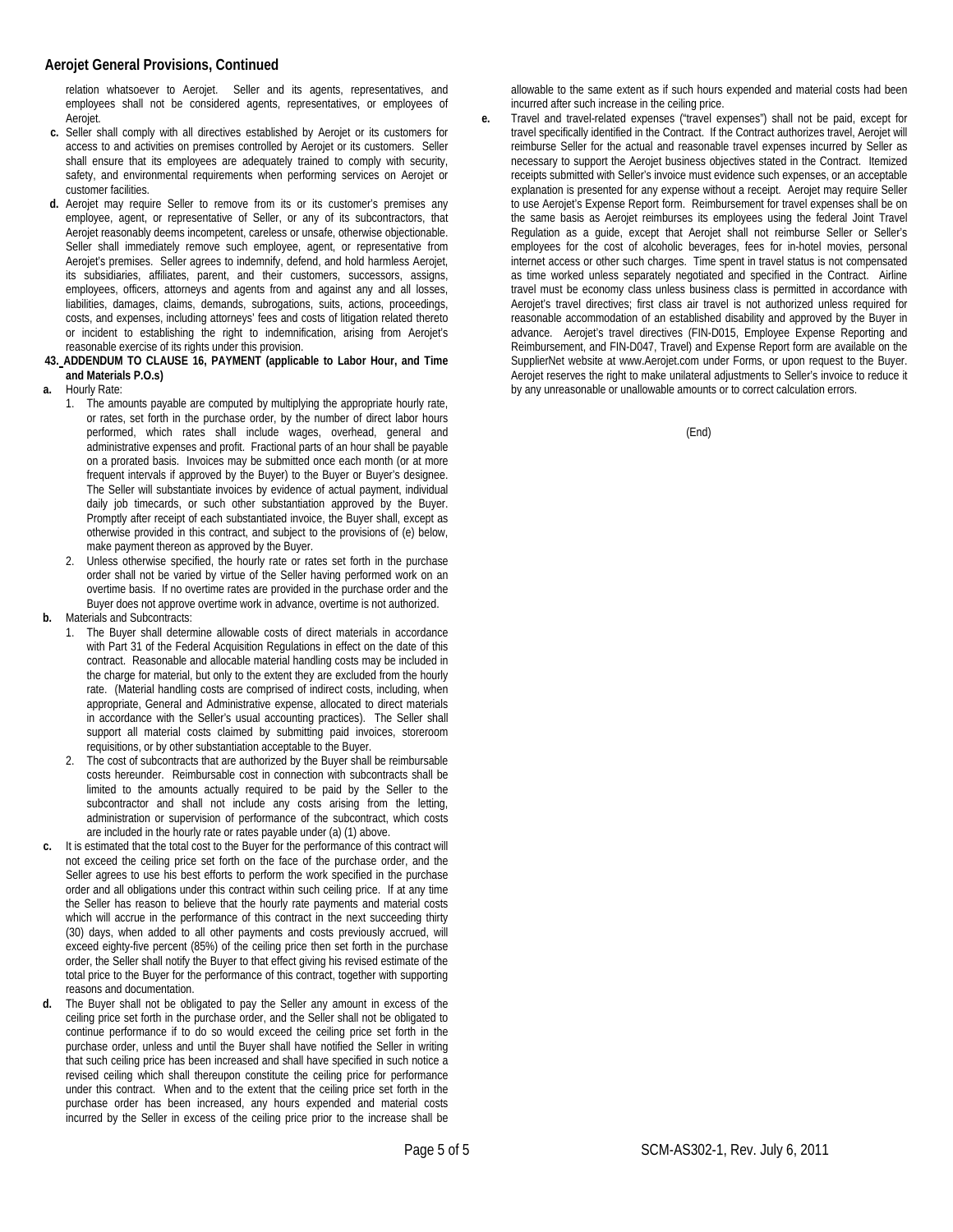relation whatsoever to Aerojet. Seller and its agents, representatives, and employees shall not be considered agents, representatives, or employees of Aerojet.

**c.** Seller shall comply with all directives established by Aerojet or its customers for access to and activities on premises controlled by Aerojet or its customers. Seller shall ensure that its employees are adequately trained to comply with security, safety, and environmental requirements when performing services on Aerojet or customer facilities.

**d.** Aerojet may require Seller to remove from its or its customer's premises any employee, agent, or representative of Seller, or any of its subcontractors, that Aerojet reasonably deems incompetent, careless or unsafe, otherwise objectionable. Seller shall immediately remove such employee, agent, or representative from Aerojet's premises. Seller agrees to indemnify, defend, and hold harmless Aerojet, its subsidiaries, affiliates, parent, and their customers, successors, assigns, employees, officers, attorneys and agents from and against any and all losses, liabilities, damages, claims, demands, subrogations, suits, actions, proceedings, costs, and expenses, including attorneys' fees and costs of litigation related thereto or incident to establishing the right to indemnification, arising from Aerojet's reasonable exercise of its rights under this provision.

**43. ADDENDUM TO CLAUSE 16, PAYMENT (applicable to Labor Hour, and Time and Materials P.O.s)**

**a.** Hourly Rate:

1. The amounts payable are computed by multiplying the appropriate hourly rate, or rates, set forth in the purchase order, by the number of direct labor hours performed, which rates shall include wages, overhead, general and administrative expenses and profit. Fractional parts of an hour shall be payable on a prorated basis. Invoices may be submitted once each month (or at more frequent intervals if approved by the Buyer) to the Buyer or Buyer's designee. The Seller will substantiate invoices by evidence of actual payment, individual daily job timecards, or such other substantiation approved by the Buyer. Promptly after receipt of each substantiated invoice, the Buyer shall, except as otherwise provided in this contract, and subject to the provisions of (e) below, make payment thereon as approved by the Buyer.
2. Unless otherwise specified, the hourly rate or rates set forth in the purchase order shall not be varied by virtue of the Seller having performed work on an overtime basis. If no overtime rates are provided in the purchase order and the Buyer does not approve overtime work in advance, overtime is not authorized.

**b.** Materials and Subcontracts:

1. The Buyer shall determine allowable costs of direct materials in accordance with Part 31 of the Federal Acquisition Regulations in effect on the date of this contract. Reasonable and allocable material handling costs may be included in the charge for material, but only to the extent they are excluded from the hourly rate. (Material handling costs are comprised of indirect costs, including, when appropriate, General and Administrative expense, allocated to direct materials in accordance with the Seller's usual accounting practices). The Seller shall support all material costs claimed by submitting paid invoices, storeroom requisitions, or by other substantiation acceptable to the Buyer.
2. The cost of subcontracts that are authorized by the Buyer shall be reimbursable costs hereunder. Reimbursable cost in connection with subcontracts shall be limited to the amounts actually required to be paid by the Seller to the subcontractor and shall not include any costs arising from the letting, administration or supervision of performance of the subcontract, which costs are included in the hourly rate or rates payable under (a) (1) above.

**c.** It is estimated that the total cost to the Buyer for the performance of this contract will not exceed the ceiling price set forth on the face of the purchase order, and the Seller agrees to use his best efforts to perform the work specified in the purchase order and all obligations under this contract within such ceiling price. If at any time the Seller has reason to believe that the hourly rate payments and material costs which will accrue in the performance of this contract in the next succeeding thirty (30) days, when added to all other payments and costs previously accrued, will exceed eighty-five percent (85%) of the ceiling price then set forth in the purchase order, the Seller shall notify the Buyer to that effect giving his revised estimate of the total price to the Buyer for the performance of this contract, together with supporting reasons and documentation.

**d.** The Buyer shall not be obligated to pay the Seller any amount in excess of the ceiling price set forth in the purchase order, and the Seller shall not be obligated to continue performance if to do so would exceed the ceiling price set forth in the purchase order, unless and until the Buyer shall have notified the Seller in writing that such ceiling price has been increased and shall have specified in such notice a revised ceiling which shall thereupon constitute the ceiling price for performance under this contract. When and to the extent that the ceiling price set forth in the purchase order has been increased, any hours expended and material costs incurred by the Seller in excess of the ceiling price prior to the increase shall be allowable to the same extent as if such hours expended and material costs had been incurred after such increase in the ceiling price.

**e.** Travel and travel-related expenses ("travel expenses") shall not be paid, except for travel specifically identified in the Contract. If the Contract authorizes travel, Aerojet will reimburse Seller for the actual and reasonable travel expenses incurred by Seller as necessary to support the Aerojet business objectives stated in the Contract. Itemized receipts submitted with Seller's invoice must evidence such expenses, or an acceptable explanation is presented for any expense without a receipt. Aerojet may require Seller to use Aerojet's Expense Report form. Reimbursement for travel expenses shall be on the same basis as Aerojet reimburses its employees using the federal Joint Travel Regulation as a guide, except that Aerojet shall not reimburse Seller or Seller's employees for the cost of alcoholic beverages, fees for in-hotel movies, personal internet access or other such charges. Time spent in travel status is not compensated as time worked unless separately negotiated and specified in the Contract. Airline travel must be economy class unless business class is permitted in accordance with Aerojet's travel directives; first class air travel is not authorized unless required for reasonable accommodation of an established disability and approved by the Buyer in advance. Aerojet's travel directives (FIN-D015, Employee Expense Reporting and Reimbursement, and FIN-D047, Travel) and Expense Report form are available on the SupplierNet website at www.Aerojet.com under Forms, or upon request to the Buyer. Aerojet reserves the right to make unilateral adjustments to Seller's invoice to reduce it by any unreasonable or unallowable amounts or to correct calculation errors.

(End)